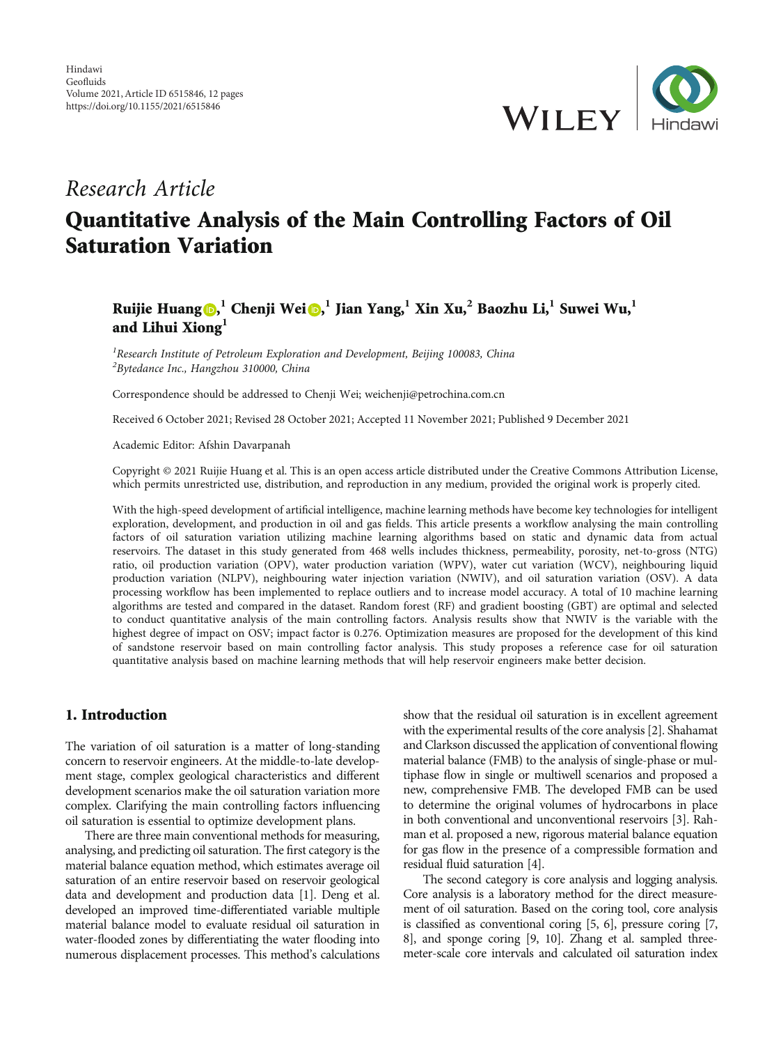Hindawi
Geofluids
Volume 2021, Article ID 6515846, 12 pages
https://doi.org/10.1155/2021/6515846

*Research Article*

# Quantitative Analysis of the Main Controlling Factors of Oil Saturation Variation

**Ruijie Huang,[1] Chenji Wei,[1] Jian Yang,[1] Xin Xu,[2] Baozhu Li,[1] Suwei Wu,[1] and Lihui Xiong[1]**

[1]*Research Institute of Petroleum Exploration and Development, Beijing 100083, China*
[2]*Bytedance Inc., Hangzhou 310000, China*

Correspondence should be addressed to Chenji Wei; weichenji@petrochina.com.cn

Received 6 October 2021; Revised 28 October 2021; Accepted 11 November 2021; Published 9 December 2021

Academic Editor: Afshin Davarpanah

Copyright © 2021 Ruijie Huang et al. This is an open access article distributed under the Creative Commons Attribution License, which permits unrestricted use, distribution, and reproduction in any medium, provided the original work is properly cited.

With the high-speed development of artificial intelligence, machine learning methods have become key technologies for intelligent exploration, development, and production in oil and gas fields. This article presents a workflow analysing the main controlling factors of oil saturation variation utilizing machine learning algorithms based on static and dynamic data from actual reservoirs. The dataset in this study generated from 468 wells includes thickness, permeability, porosity, net-to-gross (NTG) ratio, oil production variation (OPV), water production variation (WPV), water cut variation (WCV), neighbouring liquid production variation (NLPV), neighbouring water injection variation (NWIV), and oil saturation variation (OSV). A data processing workflow has been implemented to replace outliers and to increase model accuracy. A total of 10 machine learning algorithms are tested and compared in the dataset. Random forest (RF) and gradient boosting (GBT) are optimal and selected to conduct quantitative analysis of the main controlling factors. Analysis results show that NWIV is the variable with the highest degree of impact on OSV; impact factor is 0.276. Optimization measures are proposed for the development of this kind of sandstone reservoir based on main controlling factor analysis. This study proposes a reference case for oil saturation quantitative analysis based on machine learning methods that will help reservoir engineers make better decision.

## 1. Introduction

The variation of oil saturation is a matter of long-standing concern to reservoir engineers. At the middle-to-late development stage, complex geological characteristics and different development scenarios make the oil saturation variation more complex. Clarifying the main controlling factors influencing oil saturation is essential to optimize development plans.

There are three main conventional methods for measuring, analysing, and predicting oil saturation. The first category is the material balance equation method, which estimates average oil saturation of an entire reservoir based on reservoir geological data and development and production data [1]. Deng et al. developed an improved time-differentiated variable multiple material balance model to evaluate residual oil saturation in water-flooded zones by differentiating the water flooding into numerous displacement processes. This method's calculations show that the residual oil saturation is in excellent agreement with the experimental results of the core analysis [2]. Shahamat and Clarkson discussed the application of conventional flowing material balance (FMB) to the analysis of single-phase or multiphase flow in single or multiwell scenarios and proposed a new, comprehensive FMB. The developed FMB can be used to determine the original volumes of hydrocarbons in place in both conventional and unconventional reservoirs [3]. Rahman et al. proposed a new, rigorous material balance equation for gas flow in the presence of a compressible formation and residual fluid saturation [4].

The second category is core analysis and logging analysis. Core analysis is a laboratory method for the direct measurement of oil saturation. Based on the coring tool, core analysis is classified as conventional coring [5, 6], pressure coring [7, 8], and sponge coring [9, 10]. Zhang et al. sampled three-meter-scale core intervals and calculated oil saturation index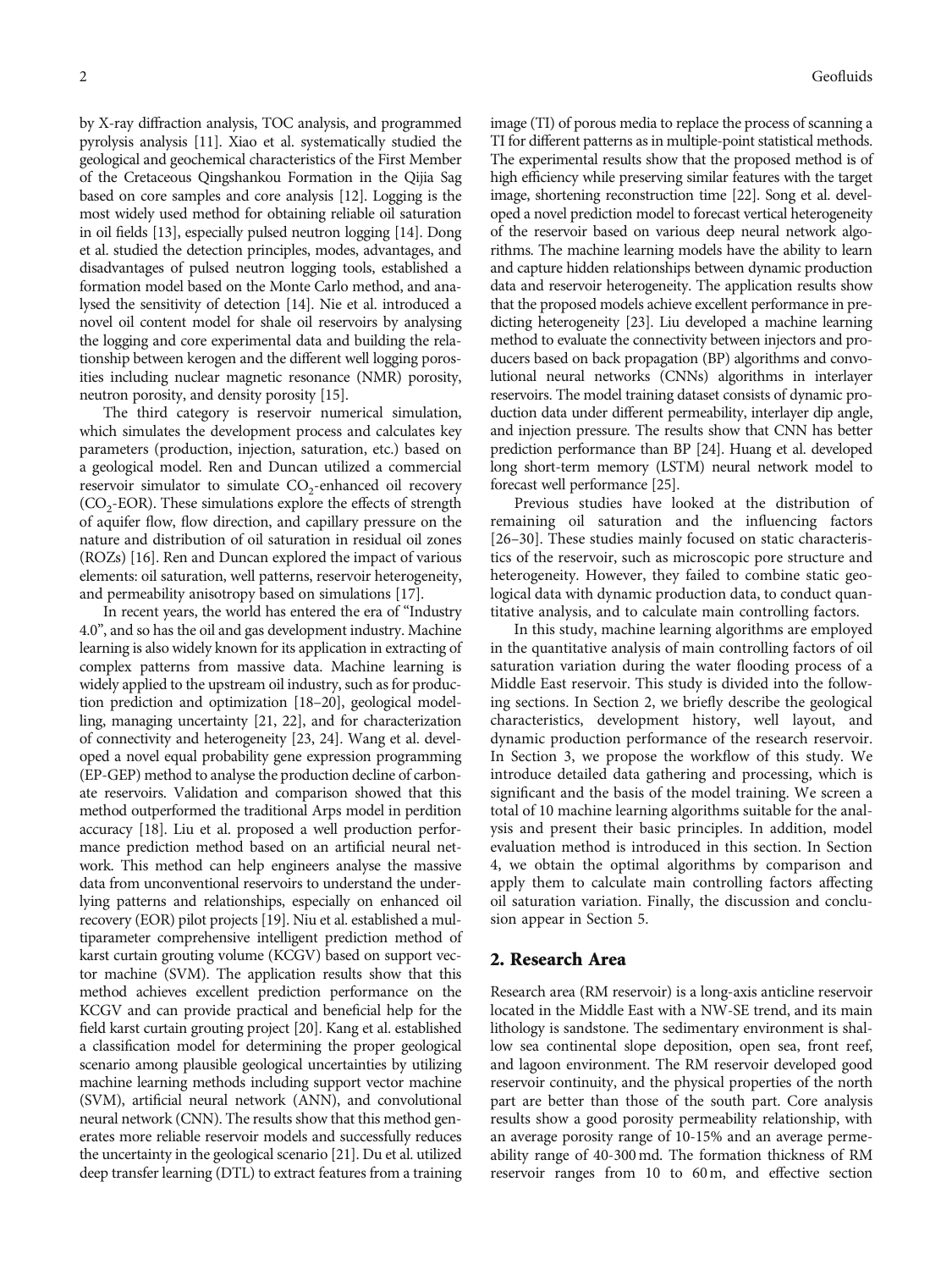by X-ray diffraction analysis, TOC analysis, and programmed pyrolysis analysis [11]. Xiao et al. systematically studied the geological and geochemical characteristics of the First Member of the Cretaceous Qingshankou Formation in the Qijia Sag based on core samples and core analysis [12]. Logging is the most widely used method for obtaining reliable oil saturation in oil fields [13], especially pulsed neutron logging [14]. Dong et al. studied the detection principles, modes, advantages, and disadvantages of pulsed neutron logging tools, established a formation model based on the Monte Carlo method, and analysed the sensitivity of detection [14]. Nie et al. introduced a novel oil content model for shale oil reservoirs by analysing the logging and core experimental data and building the relationship between kerogen and the different well logging porosities including nuclear magnetic resonance (NMR) porosity, neutron porosity, and density porosity [15].

The third category is reservoir numerical simulation, which simulates the development process and calculates key parameters (production, injection, saturation, etc.) based on a geological model. Ren and Duncan utilized a commercial reservoir simulator to simulate $CO_2$-enhanced oil recovery ($CO_2$-EOR). These simulations explore the effects of strength of aquifer flow, flow direction, and capillary pressure on the nature and distribution of oil saturation in residual oil zones (ROZs) [16]. Ren and Duncan explored the impact of various elements: oil saturation, well patterns, reservoir heterogeneity, and permeability anisotropy based on simulations [17].

In recent years, the world has entered the era of "Industry 4.0", and so has the oil and gas development industry. Machine learning is also widely known for its application in extracting of complex patterns from massive data. Machine learning is widely applied to the upstream oil industry, such as for production prediction and optimization [18–20], geological modelling, managing uncertainty [21, 22], and for characterization of connectivity and heterogeneity [23, 24]. Wang et al. developed a novel equal probability gene expression programming (EP-GEP) method to analyse the production decline of carbonate reservoirs. Validation and comparison showed that this method outperformed the traditional Arps model in perdition accuracy [18]. Liu et al. proposed a well production performance prediction method based on an artificial neural network. This method can help engineers analyse the massive data from unconventional reservoirs to understand the underlying patterns and relationships, especially on enhanced oil recovery (EOR) pilot projects [19]. Niu et al. established a multiparameter comprehensive intelligent prediction method of karst curtain grouting volume (KCGV) based on support vector machine (SVM). The application results show that this method achieves excellent prediction performance on the KCGV and can provide practical and beneficial help for the field karst curtain grouting project [20]. Kang et al. established a classification model for determining the proper geological scenario among plausible geological uncertainties by utilizing machine learning methods including support vector machine (SVM), artificial neural network (ANN), and convolutional neural network (CNN). The results show that this method generates more reliable reservoir models and successfully reduces the uncertainty in the geological scenario [21]. Du et al. utilized deep transfer learning (DTL) to extract features from a training image (TI) of porous media to replace the process of scanning a TI for different patterns as in multiple-point statistical methods. The experimental results show that the proposed method is of high efficiency while preserving similar features with the target image, shortening reconstruction time [22]. Song et al. developed a novel prediction model to forecast vertical heterogeneity of the reservoir based on various deep neural network algorithms. The machine learning models have the ability to learn and capture hidden relationships between dynamic production data and reservoir heterogeneity. The application results show that the proposed models achieve excellent performance in predicting heterogeneity [23]. Liu developed a machine learning method to evaluate the connectivity between injectors and producers based on back propagation (BP) algorithms and convolutional neural networks (CNNs) algorithms in interlayer reservoirs. The model training dataset consists of dynamic production data under different permeability, interlayer dip angle, and injection pressure. The results show that CNN has better prediction performance than BP [24]. Huang et al. developed long short-term memory (LSTM) neural network model to forecast well performance [25].

Previous studies have looked at the distribution of remaining oil saturation and the influencing factors [26–30]. These studies mainly focused on static characteristics of the reservoir, such as microscopic pore structure and heterogeneity. However, they failed to combine static geological data with dynamic production data, to conduct quantitative analysis, and to calculate main controlling factors.

In this study, machine learning algorithms are employed in the quantitative analysis of main controlling factors of oil saturation variation during the water flooding process of a Middle East reservoir. This study is divided into the following sections. In Section 2, we briefly describe the geological characteristics, development history, well layout, and dynamic production performance of the research reservoir. In Section 3, we propose the workflow of this study. We introduce detailed data gathering and processing, which is significant and the basis of the model training. We screen a total of 10 machine learning algorithms suitable for the analysis and present their basic principles. In addition, model evaluation method is introduced in this section. In Section 4, we obtain the optimal algorithms by comparison and apply them to calculate main controlling factors affecting oil saturation variation. Finally, the discussion and conclusion appear in Section 5.

## 2. Research Area

Research area (RM reservoir) is a long-axis anticline reservoir located in the Middle East with a NW-SE trend, and its main lithology is sandstone. The sedimentary environment is shallow sea continental slope deposition, open sea, front reef, and lagoon environment. The RM reservoir developed good reservoir continuity, and the physical properties of the north part are better than those of the south part. Core analysis results show a good porosity permeability relationship, with an average porosity range of 10-15% and an average permeability range of 40-300 md. The formation thickness of RM reservoir ranges from 10 to 60 m, and effective section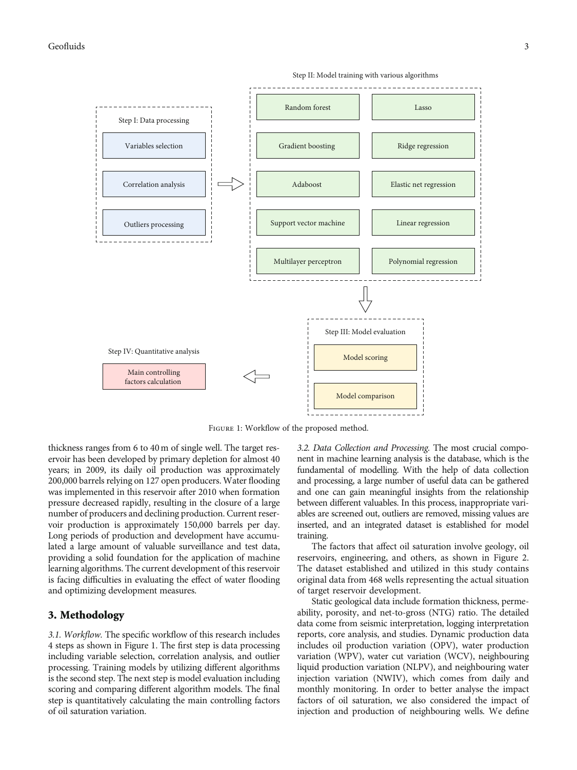Step II: Model training with various algorithms

Step I: Data processing

- Variables selection
- Correlation analysis
- Outliers processing

- Random forest
- Lasso
- Gradient boosting
- Ridge regression
- Adaboost
- Elastic net regression
- Support vector machine
- Linear regression
- Multilayer perceptron
- Polynomial regression

Step III: Model evaluation

- Model scoring
- Model comparison

Step IV: Quantitative analysis

- Main controlling factors calculation

Figure 1: Workflow of the proposed method.

thickness ranges from 6 to 40 m of single well. The target reservoir has been developed by primary depletion for almost 40 years; in 2009, its daily oil production was approximately 200,000 barrels relying on 127 open producers. Water flooding was implemented in this reservoir after 2010 when formation pressure decreased rapidly, resulting in the closure of a large number of producers and declining production. Current reservoir production is approximately 150,000 barrels per day. Long periods of production and development have accumulated a large amount of valuable surveillance and test data, providing a solid foundation for the application of machine learning algorithms. The current development of this reservoir is facing difficulties in evaluating the effect of water flooding and optimizing development measures.

## 3. Methodology

*3.1. Workflow.* The specific workflow of this research includes 4 steps as shown in Figure 1. The first step is data processing including variable selection, correlation analysis, and outlier processing. Training models by utilizing different algorithms is the second step. The next step is model evaluation including scoring and comparing different algorithm models. The final step is quantitatively calculating the main controlling factors of oil saturation variation.

*3.2. Data Collection and Processing.* The most crucial component in machine learning analysis is the database, which is the fundamental of modelling. With the help of data collection and processing, a large number of useful data can be gathered and one can gain meaningful insights from the relationship between different valuables. In this process, inappropriate variables are screened out, outliers are removed, missing values are inserted, and an integrated dataset is established for model training.

The factors that affect oil saturation involve geology, oil reservoirs, engineering, and others, as shown in Figure 2. The dataset established and utilized in this study contains original data from 468 wells representing the actual situation of target reservoir development.

Static geological data include formation thickness, permeability, porosity, and net-to-gross (NTG) ratio. The detailed data come from seismic interpretation, logging interpretation reports, core analysis, and studies. Dynamic production data includes oil production variation (OPV), water production variation (WPV), water cut variation (WCV), neighbouring liquid production variation (NLPV), and neighbouring water injection variation (NWIV), which comes from daily and monthly monitoring. In order to better analyse the impact factors of oil saturation, we also considered the impact of injection and production of neighbouring wells. We define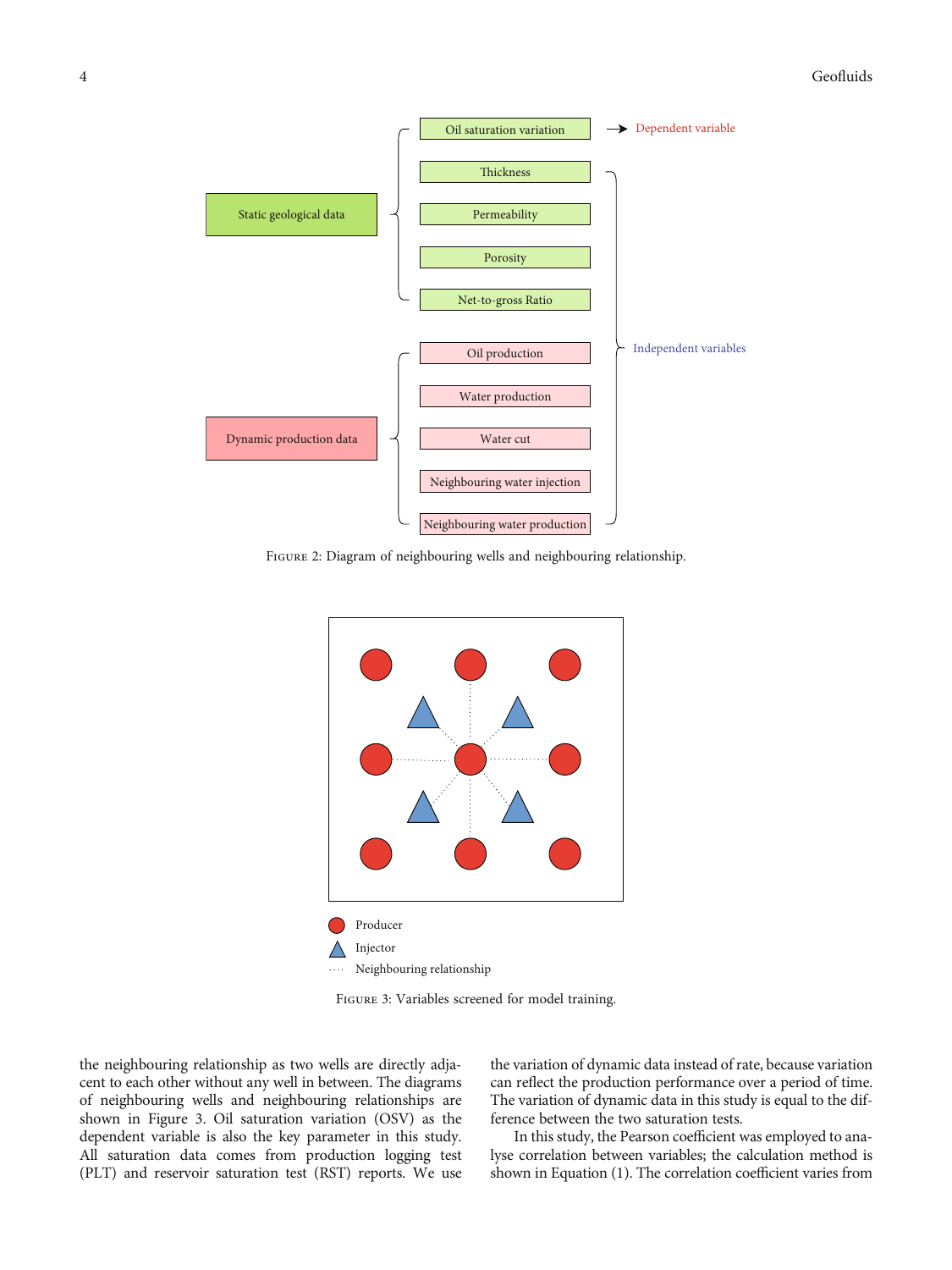Figure 2: Diagram of neighbouring wells and neighbouring relationship.

Figure 3: Variables screened for model training.

the neighbouring relationship as two wells are directly adjacent to each other without any well in between. The diagrams of neighbouring wells and neighbouring relationships are shown in Figure 3. Oil saturation variation (OSV) as the dependent variable is also the key parameter in this study. All saturation data comes from production logging test (PLT) and reservoir saturation test (RST) reports. We use the variation of dynamic data instead of rate, because variation can reflect the production performance over a period of time. The variation of dynamic data in this study is equal to the difference between the two saturation tests.

In this study, the Pearson coefficient was employed to analyse correlation between variables; the calculation method is shown in Equation (1). The correlation coefficient varies from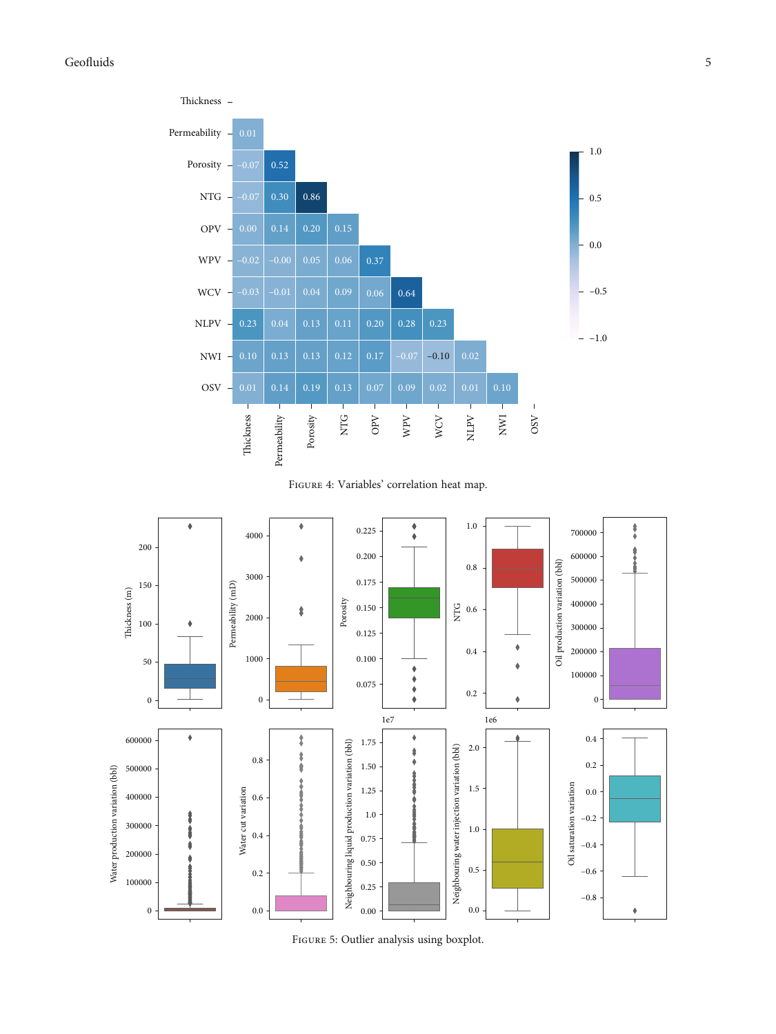Figure 4: Variables' correlation heat map.

Figure 5: Outlier analysis using boxplot.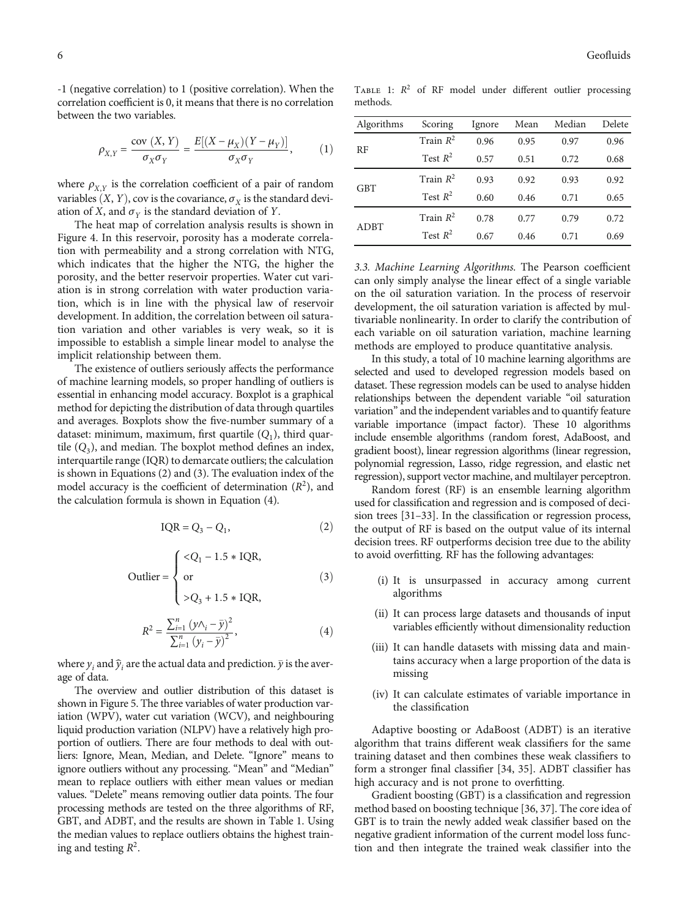-1 (negative correlation) to 1 (positive correlation). When the correlation coefficient is 0, it means that there is no correlation between the two variables.

$$\rho_{X,Y} = \frac{\text{cov}(X, Y)}{\sigma_X \sigma_Y} = \frac{E[(X - \mu_X)(Y - \mu_Y)]}{\sigma_X \sigma_Y}, \quad (1)$$

where $\rho_{X,Y}$ is the correlation coefficient of a pair of random variables $(X, Y)$, cov is the covariance, $\sigma_X$ is the standard deviation of $X$, and $\sigma_Y$ is the standard deviation of $Y$.

The heat map of correlation analysis results is shown in Figure 4. In this reservoir, porosity has a moderate correlation with permeability and a strong correlation with NTG, which indicates that the higher the NTG, the higher the porosity, and the better reservoir properties. Water cut variation is in strong correlation with water production variation, which is in line with the physical law of reservoir development. In addition, the correlation between oil saturation variation and other variables is very weak, so it is impossible to establish a simple linear model to analyse the implicit relationship between them.

The existence of outliers seriously affects the performance of machine learning models, so proper handling of outliers is essential in enhancing model accuracy. Boxplot is a graphical method for depicting the distribution of data through quartiles and averages. Boxplots show the five-number summary of a dataset: minimum, maximum, first quartile ($Q_1$), third quartile ($Q_3$), and median. The boxplot method defines an index, interquartile range (IQR) to demarcate outliers; the calculation is shown in Equations (2) and (3). The evaluation index of the model accuracy is the coefficient of determination ($R^2$), and the calculation formula is shown in Equation (4).

$$\text{IQR} = Q_3 - Q_1, \quad (2)$$

$$\text{Outlier} = \begin{cases} < Q_1 - 1.5 * \text{IQR}, \\ \text{or} \\ > Q_3 + 1.5 * \text{IQR}, \end{cases} \quad (3)$$

$$R^2 = \frac{\sum_{i=1}^{n} (y\wedge_i - \bar{y})^2}{\sum_{i=1}^{n} (y_i - \bar{y})^2}, \quad (4)$$

where $y_i$ and $\hat{y}_i$ are the actual data and prediction. $\bar{y}$ is the average of data.

The overview and outlier distribution of this dataset is shown in Figure 5. The three variables of water production variation (WPV), water cut variation (WCV), and neighbouring liquid production variation (NLPV) have a relatively high proportion of outliers. There are four methods to deal with outliers: Ignore, Mean, Median, and Delete. "Ignore" means to ignore outliers without any processing. "Mean" and "Median" mean to replace outliers with either mean values or median values. "Delete" means removing outlier data points. The four processing methods are tested on the three algorithms of RF, GBT, and ADBT, and the results are shown in Table 1. Using the median values to replace outliers obtains the highest training and testing $R^2$.

Table 1: $R^2$ of RF model under different outlier processing methods.

| Algorithms | Scoring | Ignore | Mean | Median | Delete |
|---|---|---|---|---|---|
| RF | Train $R^2$ | 0.96 | 0.95 | 0.97 | 0.96 |
| | Test $R^2$ | 0.57 | 0.51 | 0.72 | 0.68 |
| GBT | Train $R^2$ | 0.93 | 0.92 | 0.93 | 0.92 |
| | Test $R^2$ | 0.60 | 0.46 | 0.71 | 0.65 |
| ADBT | Train $R^2$ | 0.78 | 0.77 | 0.79 | 0.72 |
| | Test $R^2$ | 0.67 | 0.46 | 0.71 | 0.69 |

### 3.3. Machine Learning Algorithms

The Pearson coefficient can only simply analyse the linear effect of a single variable on the oil saturation variation. In the process of reservoir development, the oil saturation variation is affected by multivariable nonlinearity. In order to clarify the contribution of each variable on oil saturation variation, machine learning methods are employed to produce quantitative analysis.

In this study, a total of 10 machine learning algorithms are selected and used to developed regression models based on dataset. These regression models can be used to analyse hidden relationships between the dependent variable "oil saturation variation" and the independent variables and to quantify feature variable importance (impact factor). These 10 algorithms include ensemble algorithms (random forest, AdaBoost, and gradient boost), linear regression algorithms (linear regression, polynomial regression, Lasso, ridge regression, and elastic net regression), support vector machine, and multilayer perceptron.

Random forest (RF) is an ensemble learning algorithm used for classification and regression and is composed of decision trees [31–33]. In the classification or regression process, the output of RF is based on the output value of its internal decision trees. RF outperforms decision tree due to the ability to avoid overfitting. RF has the following advantages:

(i) It is unsurpassed in accuracy among current algorithms

(ii) It can process large datasets and thousands of input variables efficiently without dimensionality reduction

(iii) It can handle datasets with missing data and maintains accuracy when a large proportion of the data is missing

(iv) It can calculate estimates of variable importance in the classification

Adaptive boosting or AdaBoost (ADBT) is an iterative algorithm that trains different weak classifiers for the same training dataset and then combines these weak classifiers to form a stronger final classifier [34, 35]. ADBT classifier has high accuracy and is not prone to overfitting.

Gradient boosting (GBT) is a classification and regression method based on boosting technique [36, 37]. The core idea of GBT is to train the newly added weak classifier based on the negative gradient information of the current model loss function and then integrate the trained weak classifier into the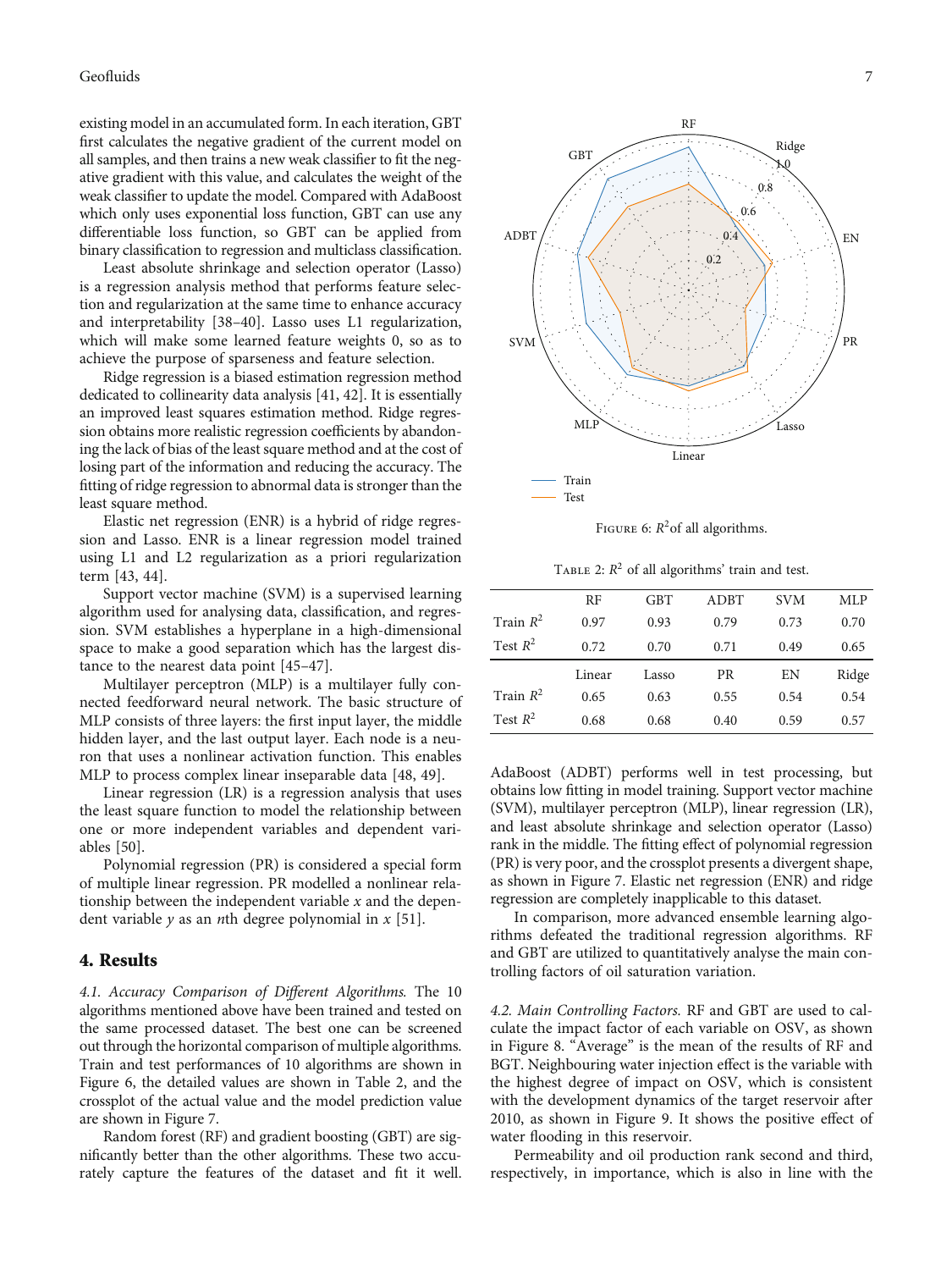existing model in an accumulated form. In each iteration, GBT first calculates the negative gradient of the current model on all samples, and then trains a new weak classifier to fit the negative gradient with this value, and calculates the weight of the weak classifier to update the model. Compared with AdaBoost which only uses exponential loss function, GBT can use any differentiable loss function, so GBT can be applied from binary classification to regression and multiclass classification.

Least absolute shrinkage and selection operator (Lasso) is a regression analysis method that performs feature selection and regularization at the same time to enhance accuracy and interpretability [38–40]. Lasso uses L1 regularization, which will make some learned feature weights 0, so as to achieve the purpose of sparseness and feature selection.

Ridge regression is a biased estimation regression method dedicated to collinearity data analysis [41, 42]. It is essentially an improved least squares estimation method. Ridge regression obtains more realistic regression coefficients by abandoning the lack of bias of the least square method and at the cost of losing part of the information and reducing the accuracy. The fitting of ridge regression to abnormal data is stronger than the least square method.

Elastic net regression (ENR) is a hybrid of ridge regression and Lasso. ENR is a linear regression model trained using L1 and L2 regularization as a priori regularization term [43, 44].

Support vector machine (SVM) is a supervised learning algorithm used for analysing data, classification, and regression. SVM establishes a hyperplane in a high-dimensional space to make a good separation which has the largest distance to the nearest data point [45–47].

Multilayer perceptron (MLP) is a multilayer fully connected feedforward neural network. The basic structure of MLP consists of three layers: the first input layer, the middle hidden layer, and the last output layer. Each node is a neuron that uses a nonlinear activation function. This enables MLP to process complex linear inseparable data [48, 49].

Linear regression (LR) is a regression analysis that uses the least square function to model the relationship between one or more independent variables and dependent variables [50].

Polynomial regression (PR) is considered a special form of multiple linear regression. PR modelled a nonlinear relationship between the independent variable $x$ and the dependent variable $y$ as an $n$th degree polynomial in $x$ [51].

## 4. Results

*4.1. Accuracy Comparison of Different Algorithms.* The 10 algorithms mentioned above have been trained and tested on the same processed dataset. The best one can be screened out through the horizontal comparison of multiple algorithms. Train and test performances of 10 algorithms are shown in Figure 6, the detailed values are shown in Table 2, and the crossplot of the actual value and the model prediction value are shown in Figure 7.

Random forest (RF) and gradient boosting (GBT) are significantly better than the other algorithms. These two accurately capture the features of the dataset and fit it well.

Figure 6: $R^2$ of all algorithms.

Table 2: $R^2$ of all algorithms' train and test.

| | RF | GBT | ADBT | SVM | MLP |
|---|---|---|---|---|---|
| Train $R^2$ | 0.97 | 0.93 | 0.79 | 0.73 | 0.70 |
| Test $R^2$ | 0.72 | 0.70 | 0.71 | 0.49 | 0.65 |
| | Linear | Lasso | PR | EN | Ridge |
| Train $R^2$ | 0.65 | 0.63 | 0.55 | 0.54 | 0.54 |
| Test $R^2$ | 0.68 | 0.68 | 0.40 | 0.59 | 0.57 |

AdaBoost (ADBT) performs well in test processing, but obtains low fitting in model training. Support vector machine (SVM), multilayer perceptron (MLP), linear regression (LR), and least absolute shrinkage and selection operator (Lasso) rank in the middle. The fitting effect of polynomial regression (PR) is very poor, and the crossplot presents a divergent shape, as shown in Figure 7. Elastic net regression (ENR) and ridge regression are completely inapplicable to this dataset.

In comparison, more advanced ensemble learning algorithms defeated the traditional regression algorithms. RF and GBT are utilized to quantitatively analyse the main controlling factors of oil saturation variation.

*4.2. Main Controlling Factors.* RF and GBT are used to calculate the impact factor of each variable on OSV, as shown in Figure 8. "Average" is the mean of the results of RF and BGT. Neighbouring water injection effect is the variable with the highest degree of impact on OSV, which is consistent with the development dynamics of the target reservoir after 2010, as shown in Figure 9. It shows the positive effect of water flooding in this reservoir.

Permeability and oil production rank second and third, respectively, in importance, which is also in line with the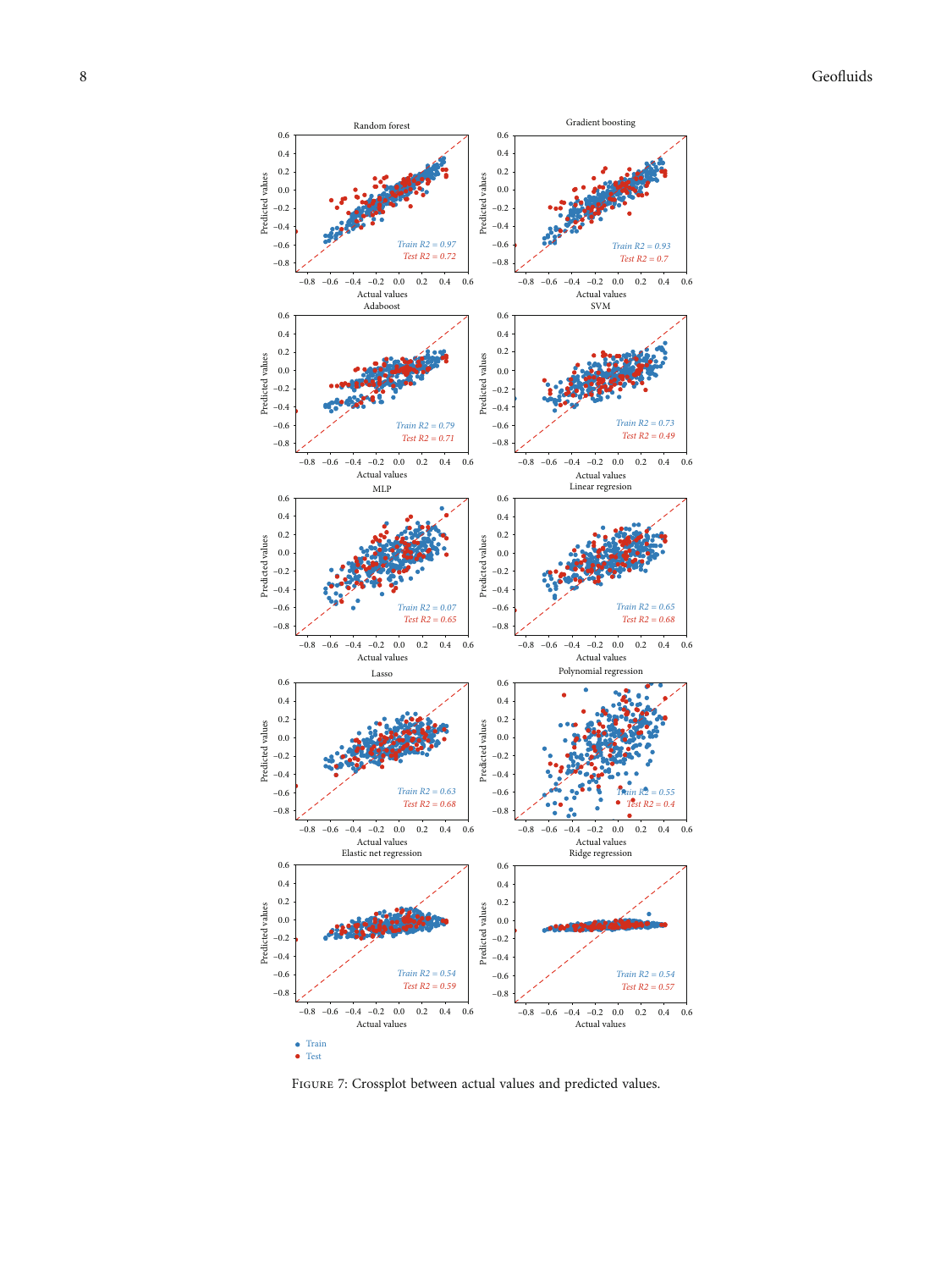Figure 7: Crossplot between actual values and predicted values.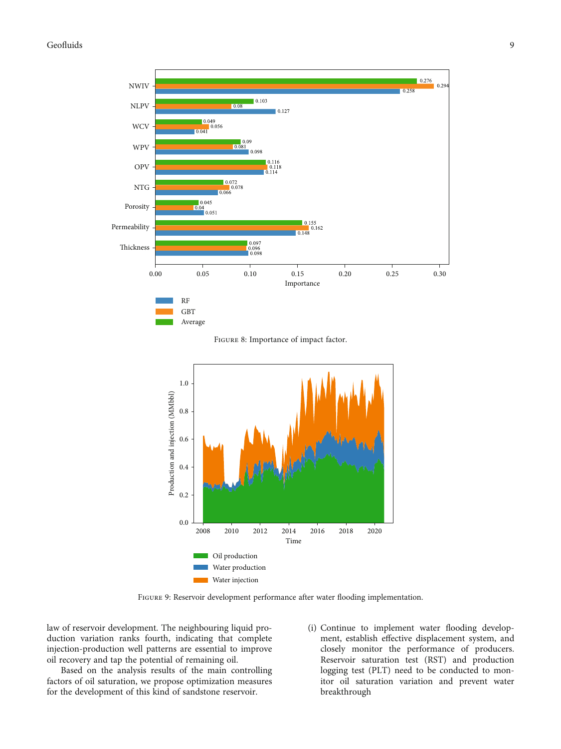Figure 8: Importance of impact factor.

Figure 9: Reservoir development performance after water flooding implementation.

law of reservoir development. The neighbouring liquid production variation ranks fourth, indicating that complete injection-production well patterns are essential to improve oil recovery and tap the potential of remaining oil.

Based on the analysis results of the main controlling factors of oil saturation, we propose optimization measures for the development of this kind of sandstone reservoir.

(i) Continue to implement water flooding development, establish effective displacement system, and closely monitor the performance of producers. Reservoir saturation test (RST) and production logging test (PLT) need to be conducted to monitor oil saturation variation and prevent water breakthrough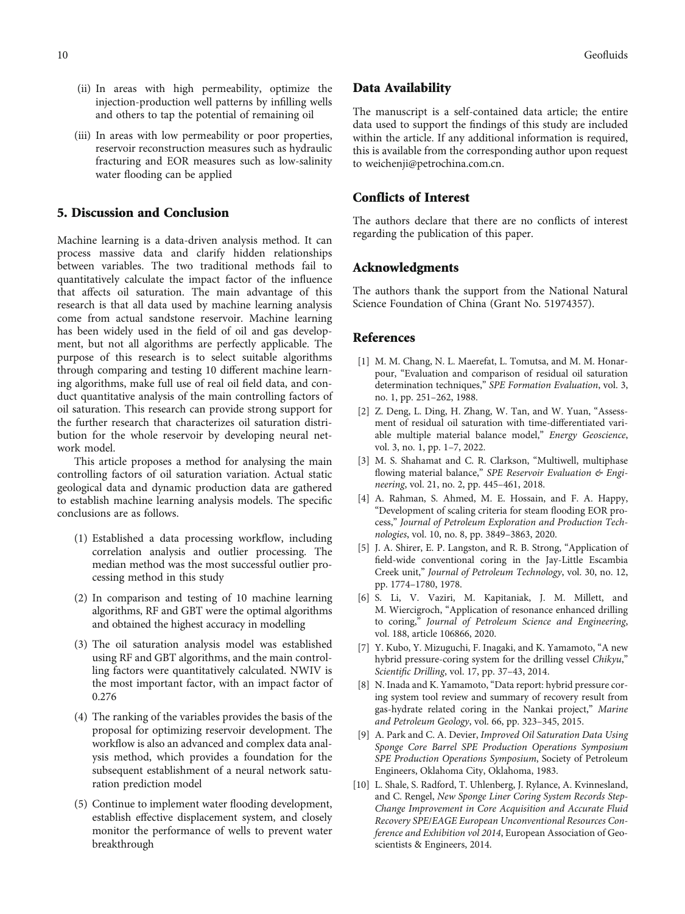(ii) In areas with high permeability, optimize the injection-production well patterns by infilling wells and others to tap the potential of remaining oil

(iii) In areas with low permeability or poor properties, reservoir reconstruction measures such as hydraulic fracturing and EOR measures such as low-salinity water flooding can be applied

## 5. Discussion and Conclusion

Machine learning is a data-driven analysis method. It can process massive data and clarify hidden relationships between variables. The two traditional methods fail to quantitatively calculate the impact factor of the influence that affects oil saturation. The main advantage of this research is that all data used by machine learning analysis come from actual sandstone reservoir. Machine learning has been widely used in the field of oil and gas development, but not all algorithms are perfectly applicable. The purpose of this research is to select suitable algorithms through comparing and testing 10 different machine learning algorithms, make full use of real oil field data, and conduct quantitative analysis of the main controlling factors of oil saturation. This research can provide strong support for the further research that characterizes oil saturation distribution for the whole reservoir by developing neural network model.

This article proposes a method for analysing the main controlling factors of oil saturation variation. Actual static geological data and dynamic production data are gathered to establish machine learning analysis models. The specific conclusions are as follows.

(1) Established a data processing workflow, including correlation analysis and outlier processing. The median method was the most successful outlier processing method in this study

(2) In comparison and testing of 10 machine learning algorithms, RF and GBT were the optimal algorithms and obtained the highest accuracy in modelling

(3) The oil saturation analysis model was established using RF and GBT algorithms, and the main controlling factors were quantitatively calculated. NWIV is the most important factor, with an impact factor of 0.276

(4) The ranking of the variables provides the basis of the proposal for optimizing reservoir development. The workflow is also an advanced and complex data analysis method, which provides a foundation for the subsequent establishment of a neural network saturation prediction model

(5) Continue to implement water flooding development, establish effective displacement system, and closely monitor the performance of wells to prevent water breakthrough

## Data Availability

The manuscript is a self-contained data article; the entire data used to support the findings of this study are included within the article. If any additional information is required, this is available from the corresponding author upon request to weichenji@petrochina.com.cn.

## Conflicts of Interest

The authors declare that there are no conflicts of interest regarding the publication of this paper.

## Acknowledgments

The authors thank the support from the National Natural Science Foundation of China (Grant No. 51974357).

## References

[1] M. M. Chang, N. L. Maerefat, L. Tomutsa, and M. M. Honarpour, "Evaluation and comparison of residual oil saturation determination techniques," *SPE Formation Evaluation*, vol. 3, no. 1, pp. 251–262, 1988.

[2] Z. Deng, L. Ding, H. Zhang, W. Tan, and W. Yuan, "Assessment of residual oil saturation with time-differentiated variable multiple material balance model," *Energy Geoscience*, vol. 3, no. 1, pp. 1–7, 2022.

[3] M. S. Shahamat and C. R. Clarkson, "Multiwell, multiphase flowing material balance," *SPE Reservoir Evaluation & Engineering*, vol. 21, no. 2, pp. 445–461, 2018.

[4] A. Rahman, S. Ahmed, M. E. Hossain, and F. A. Happy, "Development of scaling criteria for steam flooding EOR process," *Journal of Petroleum Exploration and Production Technologies*, vol. 10, no. 8, pp. 3849–3863, 2020.

[5] J. A. Shirer, E. P. Langston, and R. B. Strong, "Application of field-wide conventional coring in the Jay-Little Escambia Creek unit," *Journal of Petroleum Technology*, vol. 30, no. 12, pp. 1774–1780, 1978.

[6] S. Li, V. Vaziri, M. Kapitaniak, J. M. Millett, and M. Wiercigroch, "Application of resonance enhanced drilling to coring," *Journal of Petroleum Science and Engineering*, vol. 188, article 106866, 2020.

[7] Y. Kubo, Y. Mizuguchi, F. Inagaki, and K. Yamamoto, "A new hybrid pressure-coring system for the drilling vessel *Chikyu*," *Scientific Drilling*, vol. 17, pp. 37–43, 2014.

[8] N. Inada and K. Yamamoto, "Data report: hybrid pressure coring system tool review and summary of recovery result from gas-hydrate related coring in the Nankai project," *Marine and Petroleum Geology*, vol. 66, pp. 323–345, 2015.

[9] A. Park and C. A. Devier, *Improved Oil Saturation Data Using Sponge Core Barrel SPE Production Operations Symposium SPE Production Operations Symposium*, Society of Petroleum Engineers, Oklahoma City, Oklahoma, 1983.

[10] L. Shale, S. Radford, T. Uhlenberg, J. Rylance, A. Kvinnesland, and C. Rengel, *New Sponge Liner Coring System Records Step-Change Improvement in Core Acquisition and Accurate Fluid Recovery SPE/EAGE European Unconventional Resources Conference and Exhibition vol 2014*, European Association of Geoscientists & Engineers, 2014.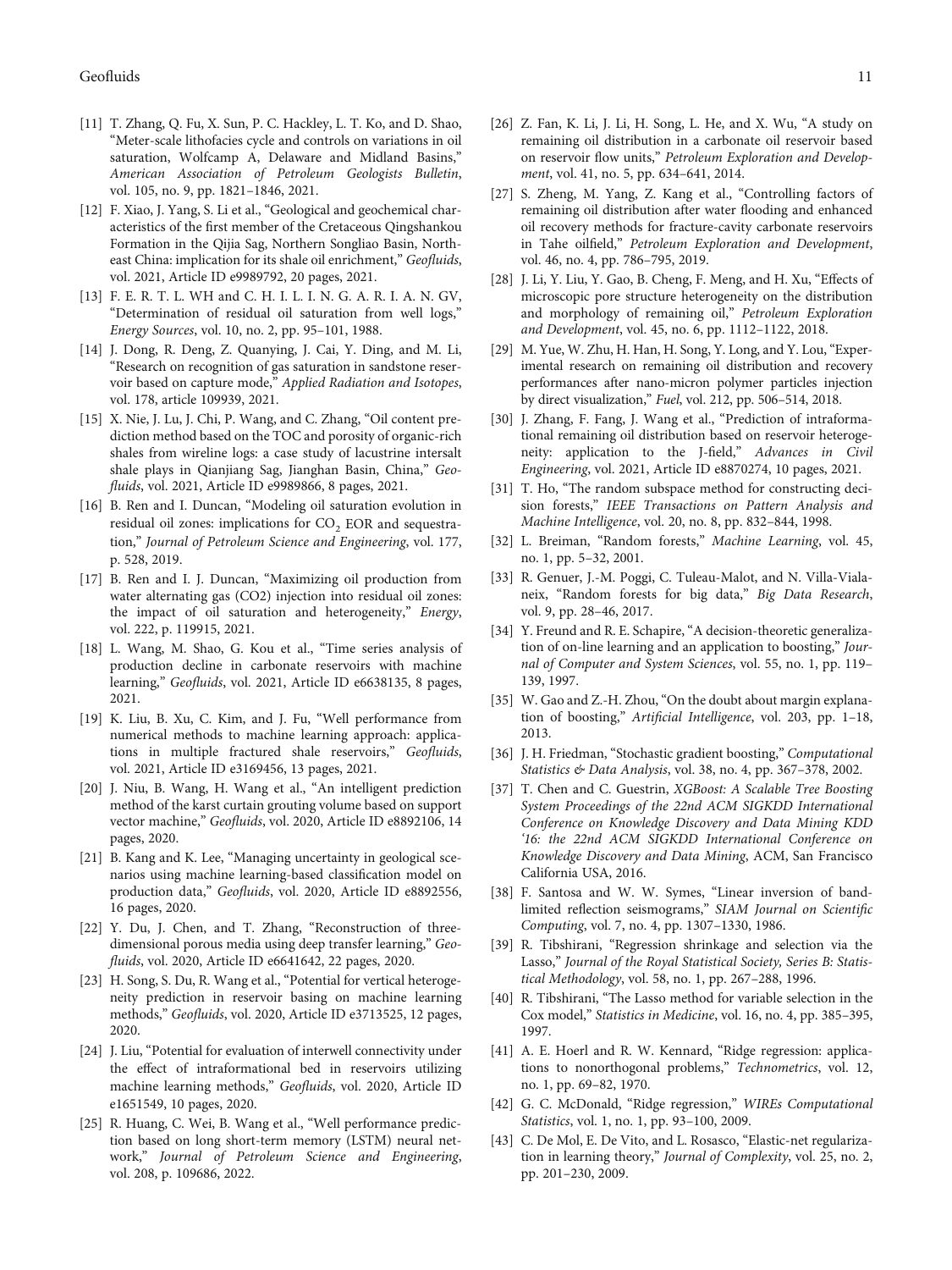[11] T. Zhang, Q. Fu, X. Sun, P. C. Hackley, L. T. Ko, and D. Shao, "Meter-scale lithofacies cycle and controls on variations in oil saturation, Wolfcamp A, Delaware and Midland Basins," *American Association of Petroleum Geologists Bulletin*, vol. 105, no. 9, pp. 1821–1846, 2021.

[12] F. Xiao, J. Yang, S. Li et al., "Geological and geochemical characteristics of the first member of the Cretaceous Qingshankou Formation in the Qijia Sag, Northern Songliao Basin, Northeast China: implication for its shale oil enrichment," *Geofluids*, vol. 2021, Article ID e9989792, 20 pages, 2021.

[13] F. E. R. T. L. WH and C. H. I. L. I. N. G. A. R. I. A. N. GV, "Determination of residual oil saturation from well logs," *Energy Sources*, vol. 10, no. 2, pp. 95–101, 1988.

[14] J. Dong, R. Deng, Z. Quanying, J. Cai, Y. Ding, and M. Li, "Research on recognition of gas saturation in sandstone reservoir based on capture mode," *Applied Radiation and Isotopes*, vol. 178, article 109939, 2021.

[15] X. Nie, J. Lu, J. Chi, P. Wang, and C. Zhang, "Oil content prediction method based on the TOC and porosity of organic-rich shales from wireline logs: a case study of lacustrine intersalt shale plays in Qianjiang Sag, Jianghan Basin, China," *Geofluids*, vol. 2021, Article ID e9989866, 8 pages, 2021.

[16] B. Ren and I. Duncan, "Modeling oil saturation evolution in residual oil zones: implications for $CO_2$ EOR and sequestration," *Journal of Petroleum Science and Engineering*, vol. 177, p. 528, 2019.

[17] B. Ren and I. J. Duncan, "Maximizing oil production from water alternating gas (CO2) injection into residual oil zones: the impact of oil saturation and heterogeneity," *Energy*, vol. 222, p. 119915, 2021.

[18] L. Wang, M. Shao, G. Kou et al., "Time series analysis of production decline in carbonate reservoirs with machine learning," *Geofluids*, vol. 2021, Article ID e6638135, 8 pages, 2021.

[19] K. Liu, B. Xu, C. Kim, and J. Fu, "Well performance from numerical methods to machine learning approach: applications in multiple fractured shale reservoirs," *Geofluids*, vol. 2021, Article ID e3169456, 13 pages, 2021.

[20] J. Niu, B. Wang, H. Wang et al., "An intelligent prediction method of the karst curtain grouting volume based on support vector machine," *Geofluids*, vol. 2020, Article ID e8892106, 14 pages, 2020.

[21] B. Kang and K. Lee, "Managing uncertainty in geological scenarios using machine learning-based classification model on production data," *Geofluids*, vol. 2020, Article ID e8892556, 16 pages, 2020.

[22] Y. Du, J. Chen, and T. Zhang, "Reconstruction of three-dimensional porous media using deep transfer learning," *Geofluids*, vol. 2020, Article ID e6641642, 22 pages, 2020.

[23] H. Song, S. Du, R. Wang et al., "Potential for vertical heterogeneity prediction in reservoir basing on machine learning methods," *Geofluids*, vol. 2020, Article ID e3713525, 12 pages, 2020.

[24] J. Liu, "Potential for evaluation of interwell connectivity under the effect of intraformational bed in reservoirs utilizing machine learning methods," *Geofluids*, vol. 2020, Article ID e1651549, 10 pages, 2020.

[25] R. Huang, C. Wei, B. Wang et al., "Well performance prediction based on long short-term memory (LSTM) neural network," *Journal of Petroleum Science and Engineering*, vol. 208, p. 109686, 2022.

[26] Z. Fan, K. Li, J. Li, H. Song, L. He, and X. Wu, "A study on remaining oil distribution in a carbonate oil reservoir based on reservoir flow units," *Petroleum Exploration and Development*, vol. 41, no. 5, pp. 634–641, 2014.

[27] S. Zheng, M. Yang, Z. Kang et al., "Controlling factors of remaining oil distribution after water flooding and enhanced oil recovery methods for fracture-cavity carbonate reservoirs in Tahe oilfield," *Petroleum Exploration and Development*, vol. 46, no. 4, pp. 786–795, 2019.

[28] J. Li, Y. Liu, Y. Gao, B. Cheng, F. Meng, and H. Xu, "Effects of microscopic pore structure heterogeneity on the distribution and morphology of remaining oil," *Petroleum Exploration and Development*, vol. 45, no. 6, pp. 1112–1122, 2018.

[29] M. Yue, W. Zhu, H. Han, H. Song, Y. Long, and Y. Lou, "Experimental research on remaining oil distribution and recovery performances after nano-micron polymer particles injection by direct visualization," *Fuel*, vol. 212, pp. 506–514, 2018.

[30] J. Zhang, F. Fang, J. Wang et al., "Prediction of intraformational remaining oil distribution based on reservoir heterogeneity: application to the J-field," *Advances in Civil Engineering*, vol. 2021, Article ID e8870274, 10 pages, 2021.

[31] T. Ho, "The random subspace method for constructing decision forests," *IEEE Transactions on Pattern Analysis and Machine Intelligence*, vol. 20, no. 8, pp. 832–844, 1998.

[32] L. Breiman, "Random forests," *Machine Learning*, vol. 45, no. 1, pp. 5–32, 2001.

[33] R. Genuer, J.-M. Poggi, C. Tuleau-Malot, and N. Villa-Vialaneix, "Random forests for big data," *Big Data Research*, vol. 9, pp. 28–46, 2017.

[34] Y. Freund and R. E. Schapire, "A decision-theoretic generalization of on-line learning and an application to boosting," *Journal of Computer and System Sciences*, vol. 55, no. 1, pp. 119–139, 1997.

[35] W. Gao and Z.-H. Zhou, "On the doubt about margin explanation of boosting," *Artificial Intelligence*, vol. 203, pp. 1–18, 2013.

[36] J. H. Friedman, "Stochastic gradient boosting," *Computational Statistics & Data Analysis*, vol. 38, no. 4, pp. 367–378, 2002.

[37] T. Chen and C. Guestrin, *XGBoost: A Scalable Tree Boosting System Proceedings of the 22nd ACM SIGKDD International Conference on Knowledge Discovery and Data Mining KDD '16: the 22nd ACM SIGKDD International Conference on Knowledge Discovery and Data Mining*, ACM, San Francisco California USA, 2016.

[38] F. Santosa and W. W. Symes, "Linear inversion of band-limited reflection seismograms," *SIAM Journal on Scientific Computing*, vol. 7, no. 4, pp. 1307–1330, 1986.

[39] R. Tibshirani, "Regression shrinkage and selection via the Lasso," *Journal of the Royal Statistical Society, Series B: Statistical Methodology*, vol. 58, no. 1, pp. 267–288, 1996.

[40] R. Tibshirani, "The Lasso method for variable selection in the Cox model," *Statistics in Medicine*, vol. 16, no. 4, pp. 385–395, 1997.

[41] A. E. Hoerl and R. W. Kennard, "Ridge regression: applications to nonorthogonal problems," *Technometrics*, vol. 12, no. 1, pp. 69–82, 1970.

[42] G. C. McDonald, "Ridge regression," *WIREs Computational Statistics*, vol. 1, no. 1, pp. 93–100, 2009.

[43] C. De Mol, E. De Vito, and L. Rosasco, "Elastic-net regularization in learning theory," *Journal of Complexity*, vol. 25, no. 2, pp. 201–230, 2009.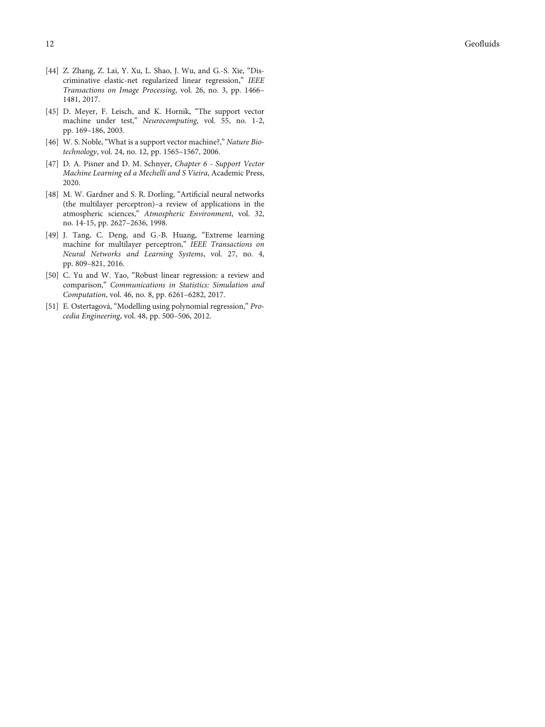[44] Z. Zhang, Z. Lai, Y. Xu, L. Shao, J. Wu, and G.-S. Xie, "Discriminative elastic-net regularized linear regression," *IEEE Transactions on Image Processing*, vol. 26, no. 3, pp. 1466–1481, 2017.

[45] D. Meyer, F. Leisch, and K. Hornik, "The support vector machine under test," *Neurocomputing*, vol. 55, no. 1-2, pp. 169–186, 2003.

[46] W. S. Noble, "What is a support vector machine?," *Nature Biotechnology*, vol. 24, no. 12, pp. 1565–1567, 2006.

[47] D. A. Pisner and D. M. Schnyer, *Chapter 6 - Support Vector Machine Learning ed a Mechelli and S Vieira*, Academic Press, 2020.

[48] M. W. Gardner and S. R. Dorling, "Artificial neural networks (the multilayer perceptron)–a review of applications in the atmospheric sciences," *Atmospheric Environment*, vol. 32, no. 14-15, pp. 2627–2636, 1998.

[49] J. Tang, C. Deng, and G.-B. Huang, "Extreme learning machine for multilayer perceptron," *IEEE Transactions on Neural Networks and Learning Systems*, vol. 27, no. 4, pp. 809–821, 2016.

[50] C. Yu and W. Yao, "Robust linear regression: a review and comparison," *Communications in Statistics: Simulation and Computation*, vol. 46, no. 8, pp. 6261–6282, 2017.

[51] E. Ostertagová, "Modelling using polynomial regression," *Procedia Engineering*, vol. 48, pp. 500–506, 2012.